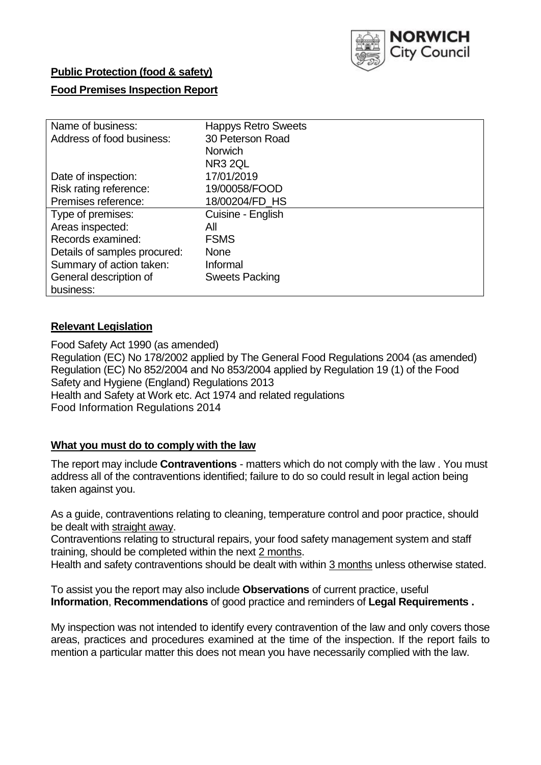**Public Protection (food & safety)**

**Food Premises Inspection Report**

| Name of business: | Happys Retro Sweets |
|---|---|
| Address of food business: | 30 Peterson Road<br>Norwich<br>NR3 2QL |
| Date of inspection: | 17/01/2019 |
| Risk rating reference: | 19/00058/FOOD |
| Premises reference: | 18/00204/FD_HS |
| Type of premises: | Cuisine - English |
| Areas inspected: | All |
| Records examined: | FSMS |
| Details of samples procured: | None |
| Summary of action taken: | Informal |
| General description of business: | Sweets Packing |

## Relevant Legislation

Food Safety Act 1990 (as amended)
Regulation (EC) No 178/2002 applied by The General Food Regulations 2004 (as amended)
Regulation (EC) No 852/2004 and No 853/2004 applied by Regulation 19 (1) of the Food Safety and Hygiene (England) Regulations 2013
Health and Safety at Work etc. Act 1974 and related regulations
Food Information Regulations 2014

## What you must do to comply with the law

The report may include **Contraventions** - matters which do not comply with the law . You must address all of the contraventions identified; failure to do so could result in legal action being taken against you.

As a guide, contraventions relating to cleaning, temperature control and poor practice, should be dealt with straight away.
Contraventions relating to structural repairs, your food safety management system and staff training, should be completed within the next 2 months.
Health and safety contraventions should be dealt with within 3 months unless otherwise stated.

To assist you the report may also include **Observations** of current practice, useful **Information**, **Recommendations** of good practice and reminders of **Legal Requirements .**

My inspection was not intended to identify every contravention of the law and only covers those areas, practices and procedures examined at the time of the inspection. If the report fails to mention a particular matter this does not mean you have necessarily complied with the law.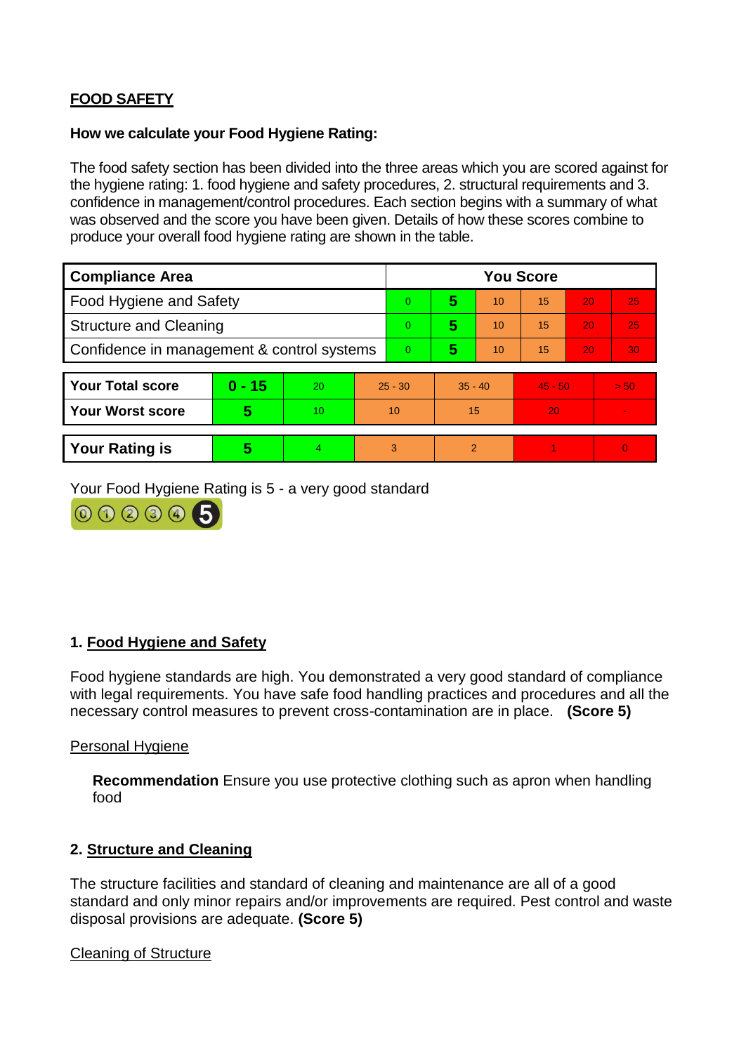**FOOD SAFETY**

**How we calculate your Food Hygiene Rating:**

The food safety section has been divided into the three areas which you are scored against for the hygiene rating: 1. food hygiene and safety procedures, 2. structural requirements and 3. confidence in management/control procedures. Each section begins with a summary of what was observed and the score you have been given. Details of how these scores combine to produce your overall food hygiene rating are shown in the table.

| Compliance Area | You Score | | | | | |
|---|---|---|---|---|---|---|
| Food Hygiene and Safety | 0 | **5** | 10 | 15 | 20 | 25 |
| Structure and Cleaning | 0 | **5** | 10 | 15 | 20 | 25 |
| Confidence in management & control systems | 0 | **5** | 10 | 15 | 20 | 30 |

| | | | | | | |
|---|---|---|---|---|---|---|
| **Your Total score** | **0 - 15** | 20 | 25 - 30 | 35 - 40 | 45 - 50 | > 50 |
| **Your Worst score** | **5** | 10 | 10 | 15 | 20 | - |

| | | | | | | |
|---|---|---|---|---|---|---|
| **Your Rating is** | **5** | 4 | 3 | 2 | 1 | 0 |

Your Food Hygiene Rating is 5 - a very good standard

## 1. Food Hygiene and Safety

Food hygiene standards are high. You demonstrated a very good standard of compliance with legal requirements. You have safe food handling practices and procedures and all the necessary control measures to prevent cross-contamination are in place. **(Score 5)**

Personal Hygiene

**Recommendation** Ensure you use protective clothing such as apron when handling food

## 2. Structure and Cleaning

The structure facilities and standard of cleaning and maintenance are all of a good standard and only minor repairs and/or improvements are required. Pest control and waste disposal provisions are adequate. **(Score 5)**

Cleaning of Structure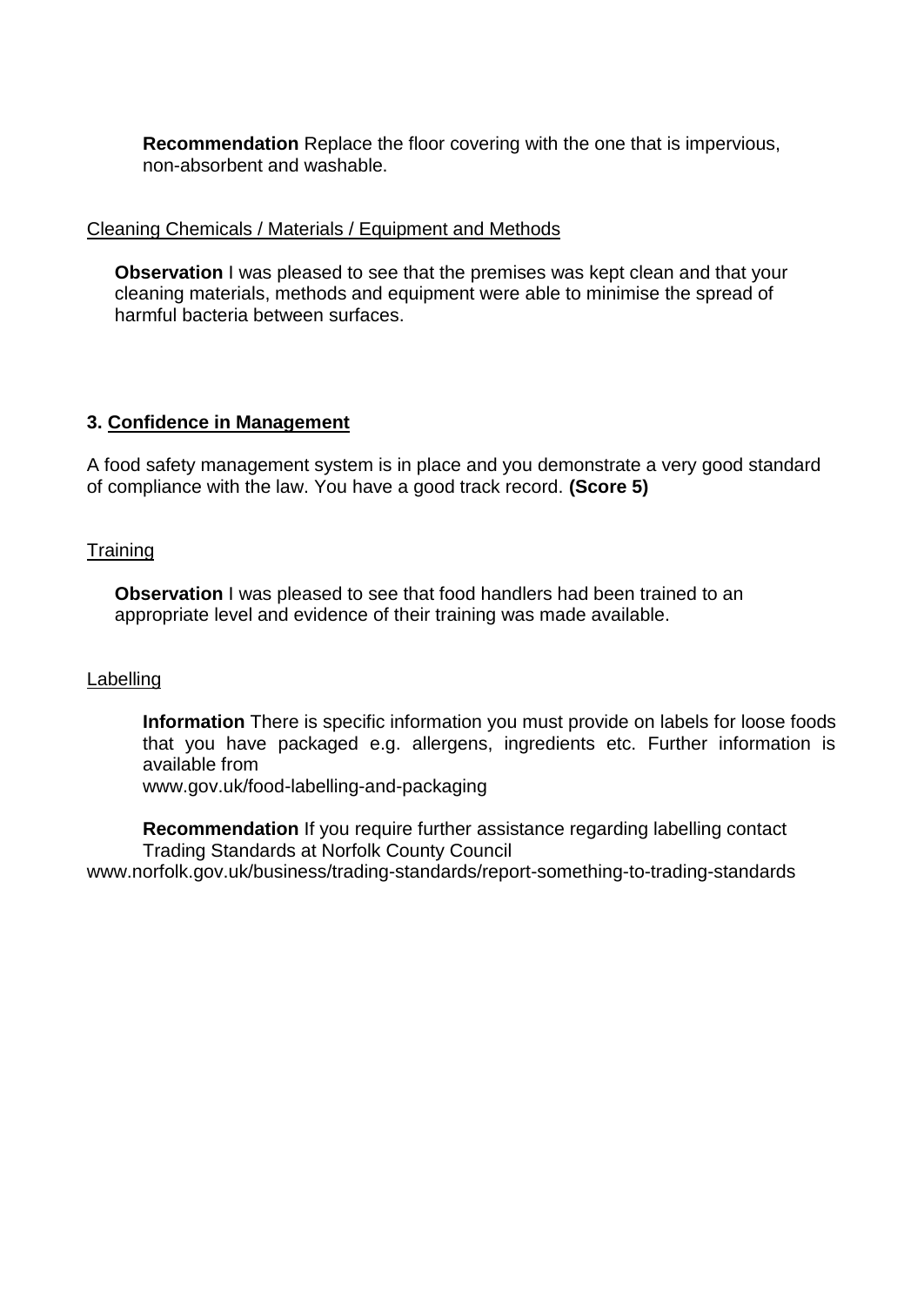**Recommendation** Replace the floor covering with the one that is impervious, non-absorbent and washable.

Cleaning Chemicals / Materials / Equipment and Methods

**Observation** I was pleased to see that the premises was kept clean and that your cleaning materials, methods and equipment were able to minimise the spread of harmful bacteria between surfaces.

### 3. Confidence in Management

A food safety management system is in place and you demonstrate a very good standard of compliance with the law. You have a good track record. **(Score 5)**

Training

**Observation** I was pleased to see that food handlers had been trained to an appropriate level and evidence of their training was made available.

Labelling

**Information** There is specific information you must provide on labels for loose foods that you have packaged e.g. allergens, ingredients etc. Further information is available from
www.gov.uk/food-labelling-and-packaging

**Recommendation** If you require further assistance regarding labelling contact Trading Standards at Norfolk County Council
www.norfolk.gov.uk/business/trading-standards/report-something-to-trading-standards